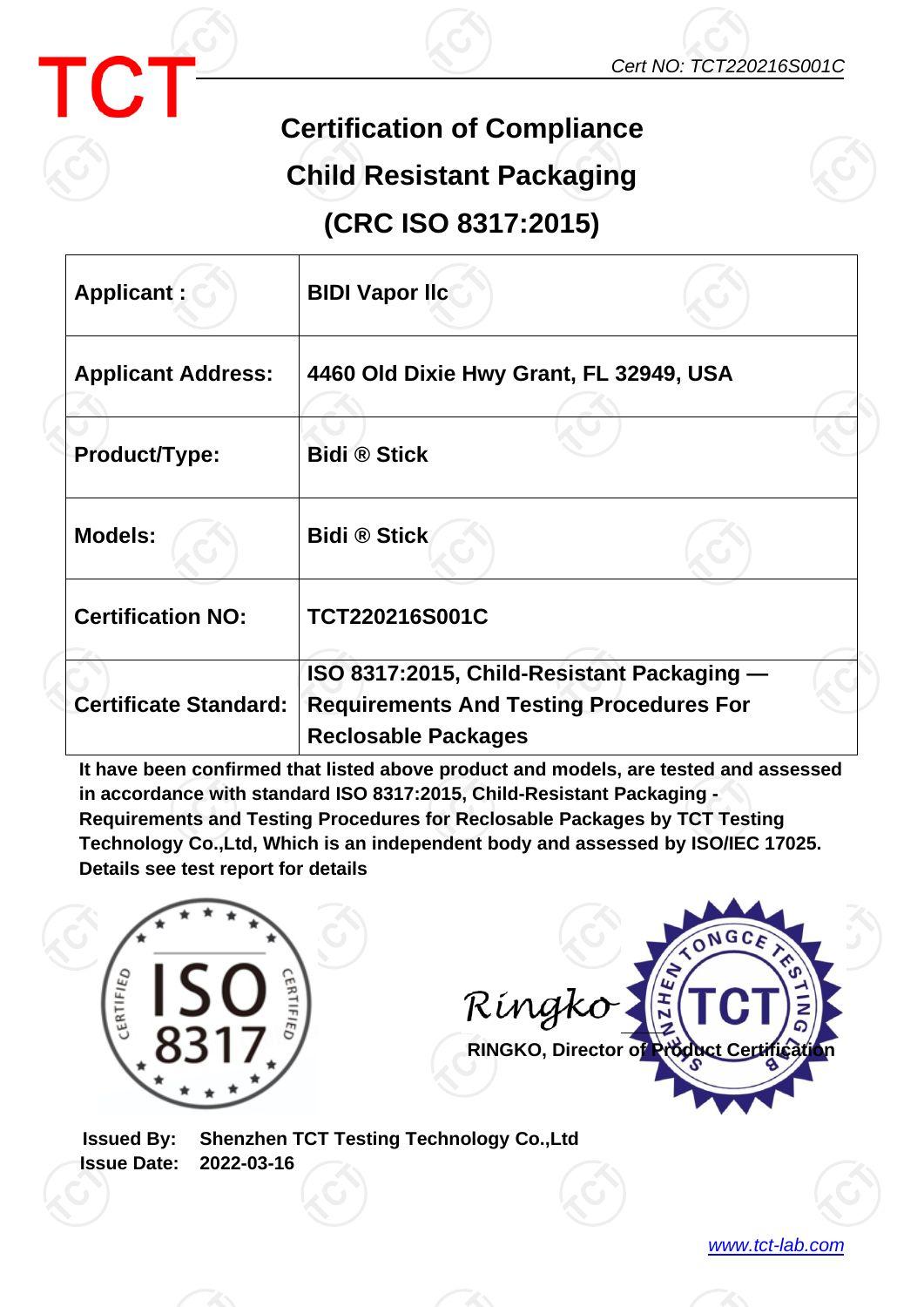TCT

Cert NO: TCT220216S001C

# Certification of Compliance

## Child Resistant Packaging

## (CRC ISO 8317:2015)

| | |
|---|---|
| **Applicant :** | **BIDI Vapor llc** |
| **Applicant Address:** | **4460 Old Dixie Hwy Grant, FL 32949, USA** |
| **Product/Type:** | **Bidi ® Stick** |
| **Models:** | **Bidi ® Stick** |
| **Certification NO:** | **TCT220216S001C** |
| **Certificate Standard:** | **ISO 8317:2015, Child-Resistant Packaging — Requirements And Testing Procedures For Reclosable Packages** |

**It have been confirmed that listed above product and models, are tested and assessed in accordance with standard ISO 8317:2015, Child-Resistant Packaging - Requirements and Testing Procedures for Reclosable Packages by TCT Testing Technology Co.,Ltd, Which is an independent body and assessed by ISO/IEC 17025. Details see test report for details**

CERTIFIED ISO 8317 CERTIFIED

Ringko

**RINGKO, Director of Product Certification**

SHENZHEN DONGCE TESTING LAB TCT

**Issued By:** **Shenzhen TCT Testing Technology Co.,Ltd**

**Issue Date:** **2022-03-16**

www.tct-lab.com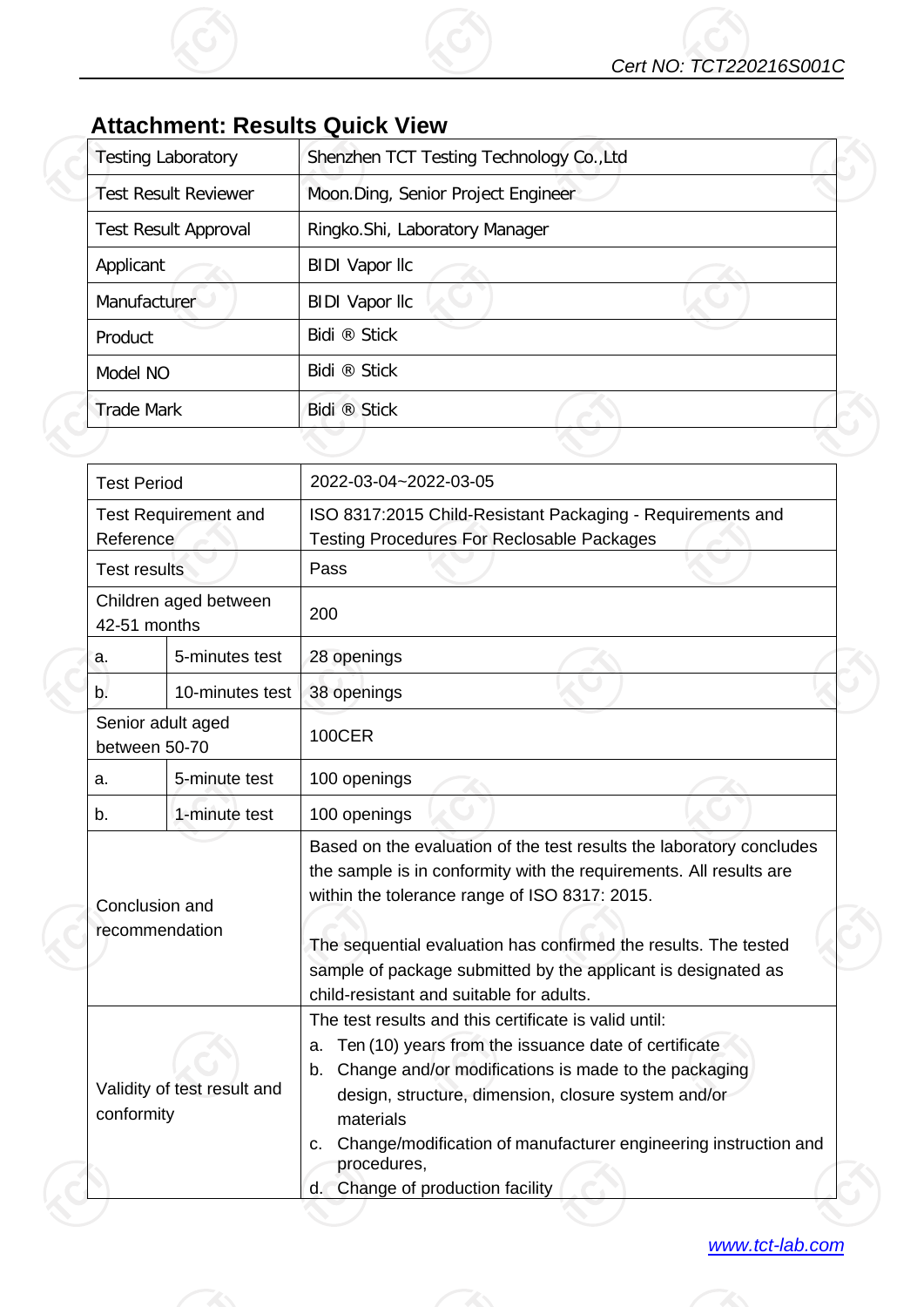## Attachment: Results Quick View

| | |
|---|---|
| Testing Laboratory | Shenzhen TCT Testing Technology Co.,Ltd |
| Test Result Reviewer | Moon.Ding, Senior Project Engineer |
| Test Result Approval | Ringko.Shi, Laboratory Manager |
| Applicant | BIDI Vapor llc |
| Manufacturer | BIDI Vapor llc |
| Product | Bidi ® Stick |
| Model NO | Bidi ® Stick |
| Trade Mark | Bidi ® Stick |

| | | |
|---|---|---|
| Test Period | | 2022-03-04~2022-03-05 |
| Test Requirement and Reference | | ISO 8317:2015 Child-Resistant Packaging - Requirements and Testing Procedures For Reclosable Packages |
| Test results | | Pass |
| Children aged between 42-51 months | | 200 |
| a. | 5-minutes test | 28 openings |
| b. | 10-minutes test | 38 openings |
| Senior adult aged between 50-70 | | 100CER |
| a. | 5-minute test | 100 openings |
| b. | 1-minute test | 100 openings |
| Conclusion and recommendation | | Based on the evaluation of the test results the laboratory concludes the sample is in conformity with the requirements. All results are within the tolerance range of ISO 8317: 2015.<br><br>The sequential evaluation has confirmed the results. The tested sample of package submitted by the applicant is designated as child-resistant and suitable for adults. |
| Validity of test result and conformity | | The test results and this certificate is valid until:<br>a. Ten (10) years from the issuance date of certificate<br>b. Change and/or modifications is made to the packaging design, structure, dimension, closure system and/or materials<br>c. Change/modification of manufacturer engineering instruction and procedures,<br>d. Change of production facility |